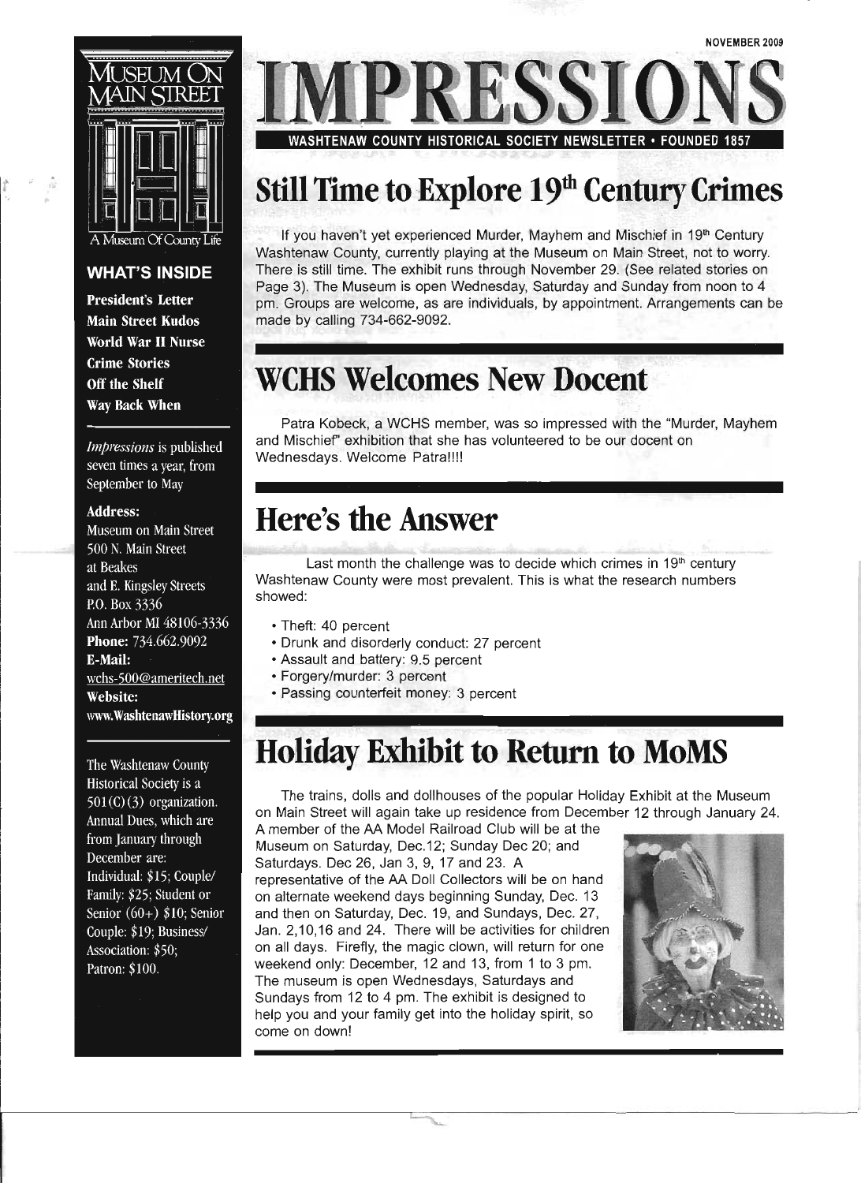NOVEMBER 2009

# IMPRESSIONS

WASHTENAW COUNTY HISTORICAL SOCIETY NEWSLETTER • FOUNDED 1857

MUSEUM ON MAIN STREET

A Museum Of County Life

### WHAT'S INSIDE

**President's Letter**
**Main Street Kudos**
**World War II Nurse**
**Crime Stories**
**Off the Shelf**
**Way Back When**

*Impressions* is published seven times a year, from September to May

**Address:**
Museum on Main Street
500 N. Main Street
at Beakes
and E. Kingsley Streets
P.O. Box 3336
Ann Arbor MI 48106-3336
**Phone:** 734.662.9092
**E-Mail:**
wchs-500@ameritech.net
**Website:**
www.WashtenawHistory.org

The Washtenaw County Historical Society is a 501(C)(3) organization. Annual Dues, which are from January through December are: Individual: $15; Couple/Family: $25; Student or Senior (60+) $10; Senior Couple: $19; Business/Association: $50; Patron: $100.

## Still Time to Explore 19th Century Crimes

If you haven't yet experienced Murder, Mayhem and Mischief in 19th Century Washtenaw County, currently playing at the Museum on Main Street, not to worry. There is still time. The exhibit runs through November 29. (See related stories on Page 3). The Museum is open Wednesday, Saturday and Sunday from noon to 4 pm. Groups are welcome, as are individuals, by appointment. Arrangements can be made by calling 734-662-9092.

## WCHS Welcomes New Docent

Patra Kobeck, a WCHS member, was so impressed with the "Murder, Mayhem and Mischief" exhibition that she has volunteered to be our docent on Wednesdays. Welcome Patra!!!!

## Here's the Answer

Last month the challenge was to decide which crimes in 19th century Washtenaw County were most prevalent. This is what the research numbers showed:

- Theft: 40 percent
- Drunk and disorderly conduct: 27 percent
- Assault and battery: 9.5 percent
- Forgery/murder: 3 percent
- Passing counterfeit money: 3 percent

## Holiday Exhibit to Return to MoMS

The trains, dolls and dollhouses of the popular Holiday Exhibit at the Museum on Main Street will again take up residence from December 12 through January 24. A member of the AA Model Railroad Club will be at the Museum on Saturday, Dec.12; Sunday Dec 20; and Saturdays. Dec 26, Jan 3, 9, 17 and 23. A representative of the AA Doll Collectors will be on hand on alternate weekend days beginning Sunday, Dec. 13 and then on Saturday, Dec. 19, and Sundays, Dec. 27, Jan. 2,10,16 and 24. There will be activities for children on all days. Firefly, the magic clown, will return for one weekend only: December, 12 and 13, from 1 to 3 pm. The museum is open Wednesdays, Saturdays and Sundays from 12 to 4 pm. The exhibit is designed to help you and your family get into the holiday spirit, so come on down!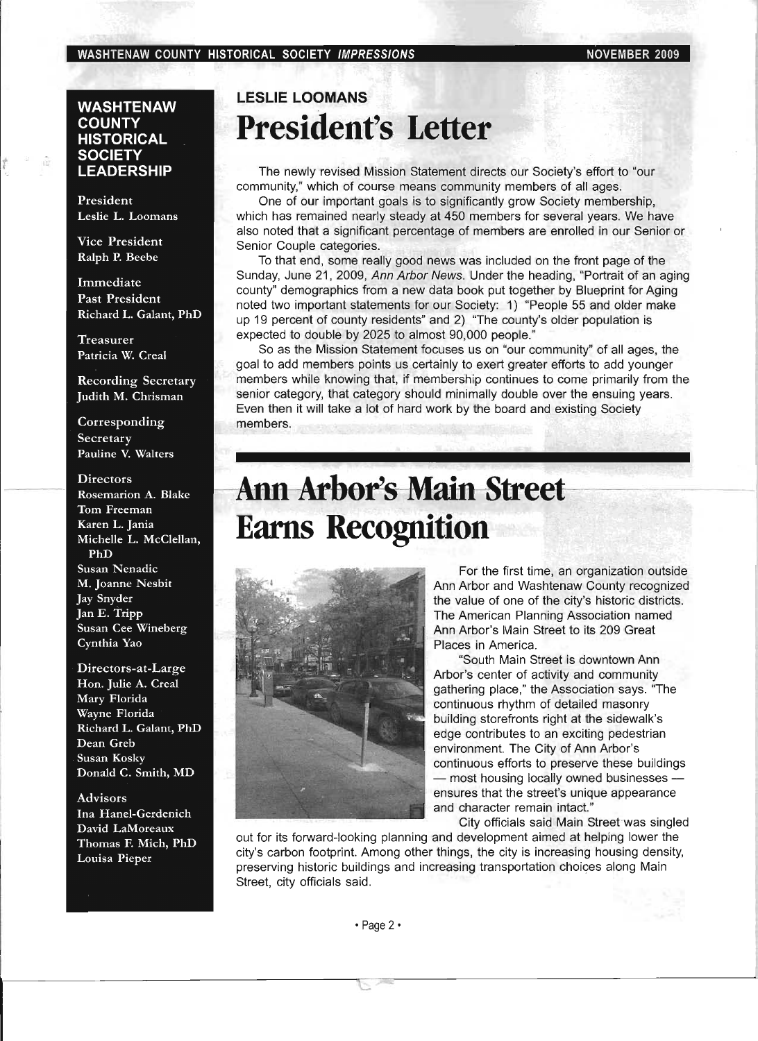## WASHTENAW COUNTY HISTORICAL SOCIETY LEADERSHIP

President
Leslie L. Loomans

Vice President
Ralph P. Beebe

Immediate Past President
Richard L. Galant, PhD

Treasurer
Patricia W. Creal

Recording Secretary
Judith M. Chrisman

Corresponding Secretary
Pauline V. Walters

Directors
Rosemarion A. Blake
Tom Freeman
Karen L. Jania
Michelle L. McClellan, PhD
Susan Nenadic
M. Joanne Nesbit
Jay Snyder
Jan E. Tripp
Susan Cee Wineberg
Cynthia Yao

Directors-at-Large
Hon. Julie A. Creal
Mary Florida
Wayne Florida
Richard L. Galant, PhD
Dean Greb
Susan Kosky
Donald C. Smith, MD

Advisors
Ina Hanel-Gerdenich
David LaMoreaux
Thomas F. Mich, PhD
Louisa Pieper

### LESLIE LOOMANS

# President's Letter

The newly revised Mission Statement directs our Society's effort to "our community," which of course means community members of all ages.

One of our important goals is to significantly grow Society membership, which has remained nearly steady at 450 members for several years. We have also noted that a significant percentage of members are enrolled in our Senior or Senior Couple categories.

To that end, some really good news was included on the front page of the Sunday, June 21, 2009, *Ann Arbor News*. Under the heading, "Portrait of an aging county" demographics from a new data book put together by Blueprint for Aging noted two important statements for our Society: 1) "People 55 and older make up 19 percent of county residents" and 2) "The county's older population is expected to double by 2025 to almost 90,000 people."

So as the Mission Statement focuses us on "our community" of all ages, the goal to add members points us certainly to exert greater efforts to add younger members while knowing that, if membership continues to come primarily from the senior category, that category should minimally double over the ensuing years. Even then it will take a lot of hard work by the board and existing Society members.

# Ann Arbor's Main Street Earns Recognition

For the first time, an organization outside Ann Arbor and Washtenaw County recognized the value of one of the city's historic districts. The American Planning Association named Ann Arbor's Main Street to its 209 Great Places in America.

"South Main Street is downtown Ann Arbor's center of activity and community gathering place," the Association says. "The continuous rhythm of detailed masonry building storefronts right at the sidewalk's edge contributes to an exciting pedestrian environment. The City of Ann Arbor's continuous efforts to preserve these buildings — most housing locally owned businesses — ensures that the street's unique appearance and character remain intact."

City officials said Main Street was singled out for its forward-looking planning and development aimed at helping lower the city's carbon footprint. Among other things, the city is increasing housing density, preserving historic buildings and increasing transportation choices along Main Street, city officials said.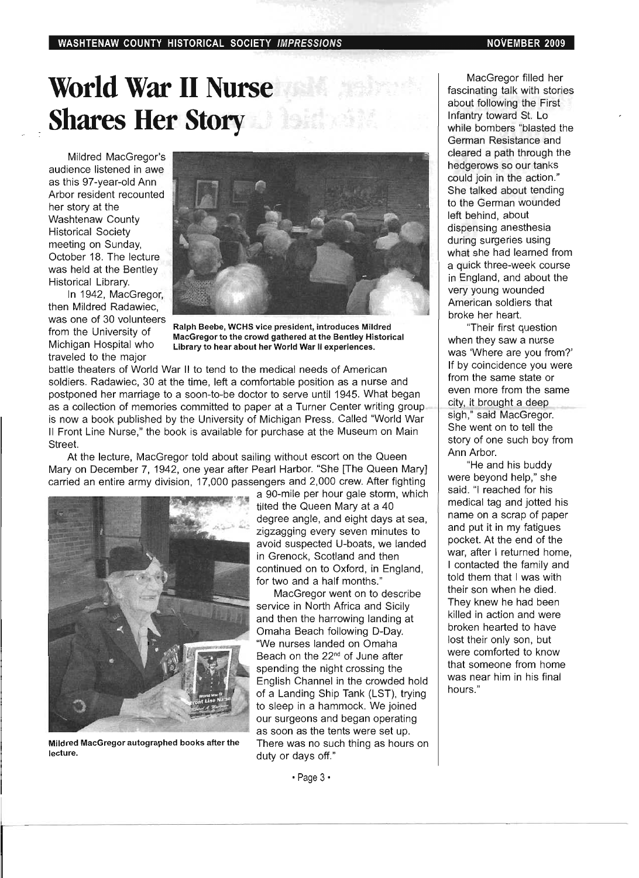# World War II Nurse Shares Her Story

Mildred MacGregor's audience listened in awe as this 97-year-old Ann Arbor resident recounted her story at the Washtenaw County Historical Society meeting on Sunday, October 18. The lecture was held at the Bentley Historical Library.

In 1942, MacGregor, then Mildred Radawiec, was one of 30 volunteers from the University of Michigan Hospital who traveled to the major battle theaters of World War II to tend to the medical needs of American soldiers. Radawiec, 30 at the time, left a comfortable position as a nurse and postponed her marriage to a soon-to-be doctor to serve until 1945. What began as a collection of memories committed to paper at a Turner Center writing group is now a book published by the University of Michigan Press. Called "World War II Front Line Nurse," the book is available for purchase at the Museum on Main Street.

**Ralph Beebe, WCHS vice president, introduces Mildred MacGregor to the crowd gathered at the Bentley Historical Library to hear about her World War II experiences.**

At the lecture, MacGregor told about sailing without escort on the Queen Mary on December 7, 1942, one year after Pearl Harbor. "She [The Queen Mary] carried an entire army division, 17,000 passengers and 2,000 crew. After fighting a 90-mile per hour gale storm, which tilted the Queen Mary at a 40 degree angle, and eight days at sea, zigzagging every seven minutes to avoid suspected U-boats, we landed in Grenock, Scotland and then continued on to Oxford, in England, for two and a half months."

MacGregor went on to describe service in North Africa and Sicily and then the harrowing landing at Omaha Beach following D-Day. "We nurses landed on Omaha Beach on the 22nd of June after spending the night crossing the English Channel in the crowded hold of a Landing Ship Tank (LST), trying to sleep in a hammock. We joined our surgeons and began operating as soon as the tents were set up. There was no such thing as hours on duty or days off."

**Mildred MacGregor autographed books after the lecture.**

MacGregor filled her fascinating talk with stories about following the First Infantry toward St. Lo while bombers "blasted the German Resistance and cleared a path through the hedgerows so our tanks could join in the action." She talked about tending to the German wounded left behind, about dispensing anesthesia during surgeries using what she had learned from a quick three-week course in England, and about the very young wounded American soldiers that broke her heart.

"Their first question when they saw a nurse was 'Where are you from?' If by coincidence you were from the same state or even more from the same city, it brought a deep sigh," said MacGregor. She went on to tell the story of one such boy from Ann Arbor.

"He and his buddy were beyond help," she said. "I reached for his medical tag and jotted his name on a scrap of paper and put it in my fatigues pocket. At the end of the war, after I returned home, I contacted the family and told them that I was with their son when he died. They knew he had been killed in action and were broken hearted to have lost their only son, but were comforted to know that someone from home was near him in his final hours."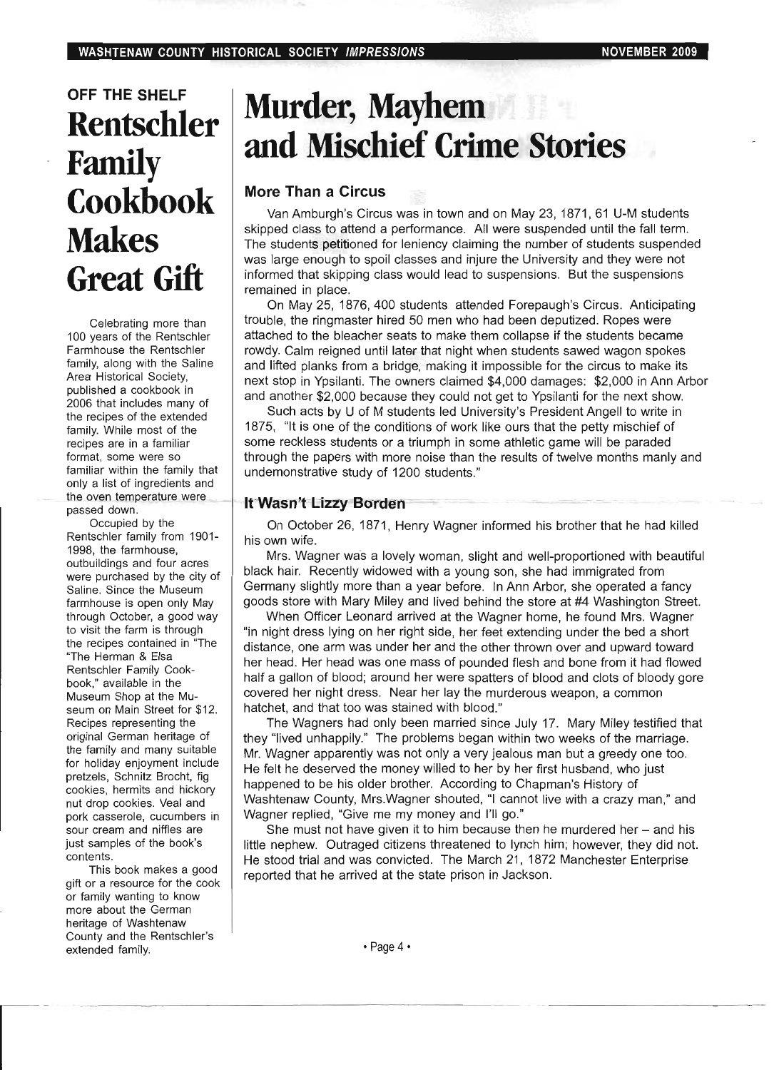## OFF THE SHELF

# Rentschler Family Cookbook Makes Great Gift

Celebrating more than 100 years of the Rentschler Farmhouse the Rentschler family, along with the Saline Area Historical Society, published a cookbook in 2006 that includes many of the recipes of the extended family. While most of the recipes are in a familiar format, some were so familiar within the family that only a list of ingredients and the oven temperature were passed down.

Occupied by the Rentschler family from 1901-1998, the farmhouse, outbuildings and four acres were purchased by the city of Saline. Since the Museum farmhouse is open only May through October, a good way to visit the farm is through the recipes contained in "The Herman & Elsa Rentschler Family Cookbook," available in the Museum Shop at the Museum on Main Street for $12. Recipes representing the original German heritage of the family and many suitable for holiday enjoyment include pretzels, Schnitz Brocht, fig cookies, hermits and hickory nut drop cookies. Veal and pork casserole, cucumbers in sour cream and niffles are just samples of the book's contents.

This book makes a good gift or a resource for the cook or family wanting to know more about the German heritage of Washtenaw County and the Rentschler's extended family.

# Murder, Mayhem and Mischief Crime Stories

### More Than a Circus

Van Amburgh's Circus was in town and on May 23, 1871, 61 U-M students skipped class to attend a performance. All were suspended until the fall term. The students petitioned for leniency claiming the number of students suspended was large enough to spoil classes and injure the University and they were not informed that skipping class would lead to suspensions. But the suspensions remained in place.

On May 25, 1876, 400 students attended Forepaugh's Circus. Anticipating trouble, the ringmaster hired 50 men who had been deputized. Ropes were attached to the bleacher seats to make them collapse if the students became rowdy. Calm reigned until later that night when students sawed wagon spokes and lifted planks from a bridge, making it impossible for the circus to make its next stop in Ypsilanti. The owners claimed $4,000 damages: $2,000 in Ann Arbor and another $2,000 because they could not get to Ypsilanti for the next show.

Such acts by U of M students led University's President Angell to write in 1875, "It is one of the conditions of work like ours that the petty mischief of some reckless students or a triumph in some athletic game will be paraded through the papers with more noise than the results of twelve months manly and undemonstrative study of 1200 students."

### It Wasn't Lizzy Borden

On October 26, 1871, Henry Wagner informed his brother that he had killed his own wife.

Mrs. Wagner was a lovely woman, slight and well-proportioned with beautiful black hair. Recently widowed with a young son, she had immigrated from Germany slightly more than a year before. In Ann Arbor, she operated a fancy goods store with Mary Miley and lived behind the store at #4 Washington Street.

When Officer Leonard arrived at the Wagner home, he found Mrs. Wagner "in night dress lying on her right side, her feet extending under the bed a short distance, one arm was under her and the other thrown over and upward toward her head. Her head was one mass of pounded flesh and bone from it had flowed half a gallon of blood; around her were spatters of blood and clots of bloody gore covered her night dress. Near her lay the murderous weapon, a common hatchet, and that too was stained with blood."

The Wagners had only been married since July 17. Mary Miley testified that they "lived unhappily." The problems began within two weeks of the marriage. Mr. Wagner apparently was not only a very jealous man but a greedy one too. He felt he deserved the money willed to her by her first husband, who just happened to be his older brother. According to Chapman's History of Washtenaw County, Mrs.Wagner shouted, "I cannot live with a crazy man," and Wagner replied, "Give me my money and I'll go."

She must not have given it to him because then he murdered her – and his little nephew. Outraged citizens threatened to lynch him; however, they did not. He stood trial and was convicted. The March 21, 1872 Manchester Enterprise reported that he arrived at the state prison in Jackson.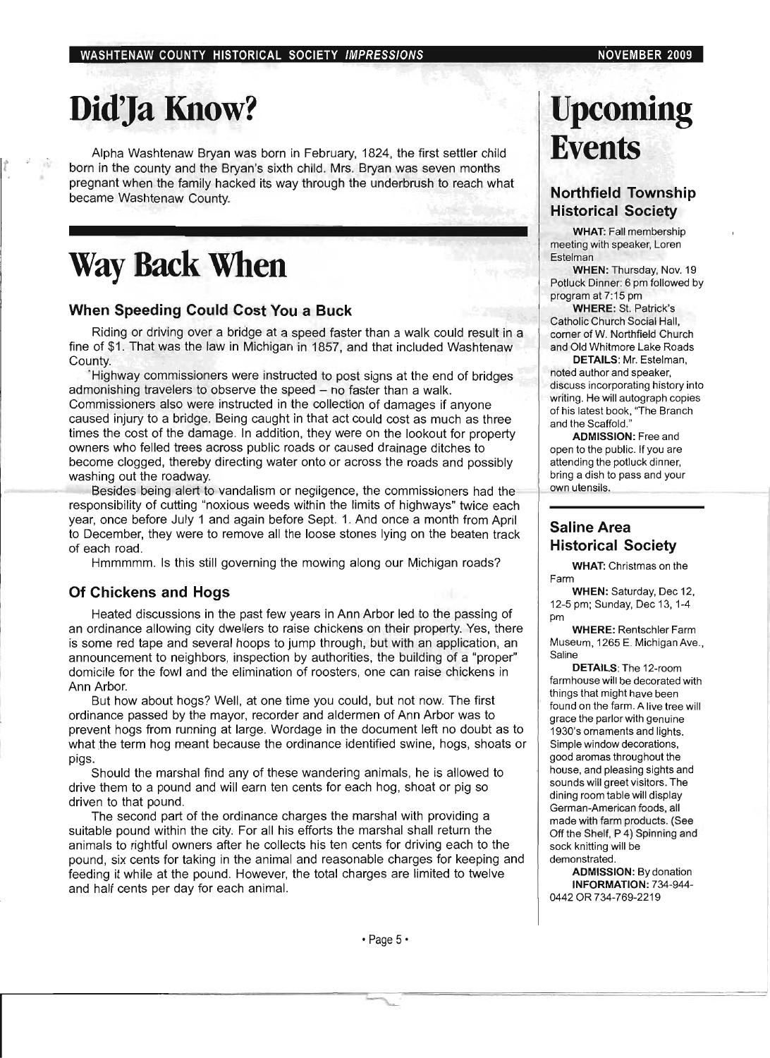# Did'Ja Know?

Alpha Washtenaw Bryan was born in February, 1824, the first settler child born in the county and the Bryan's sixth child. Mrs. Bryan was seven months pregnant when the family hacked its way through the underbrush to reach what became Washtenaw County.

# Way Back When

## When Speeding Could Cost You a Buck

Riding or driving over a bridge at a speed faster than a walk could result in a fine of $1. That was the law in Michigan in 1857, and that included Washtenaw County.

Highway commissioners were instructed to post signs at the end of bridges admonishing travelers to observe the speed – no faster than a walk. Commissioners also were instructed in the collection of damages if anyone caused injury to a bridge. Being caught in that act could cost as much as three times the cost of the damage. In addition, they were on the lookout for property owners who felled trees across public roads or caused drainage ditches to become clogged, thereby directing water onto or across the roads and possibly washing out the roadway.

Besides being alert to vandalism or negligence, the commissioners had the responsibility of cutting "noxious weeds within the limits of highways" twice each year, once before July 1 and again before Sept. 1. And once a month from April to December, they were to remove all the loose stones lying on the beaten track of each road.

Hmmmmm. Is this still governing the mowing along our Michigan roads?

## Of Chickens and Hogs

Heated discussions in the past few years in Ann Arbor led to the passing of an ordinance allowing city dwellers to raise chickens on their property. Yes, there is some red tape and several hoops to jump through, but with an application, an announcement to neighbors, inspection by authorities, the building of a "proper" domicile for the fowl and the elimination of roosters, one can raise chickens in Ann Arbor.

But how about hogs? Well, at one time you could, but not now. The first ordinance passed by the mayor, recorder and aldermen of Ann Arbor was to prevent hogs from running at large. Wordage in the document left no doubt as to what the term hog meant because the ordinance identified swine, hogs, shoats or pigs.

Should the marshal find any of these wandering animals, he is allowed to drive them to a pound and will earn ten cents for each hog, shoat or pig so driven to that pound.

The second part of the ordinance charges the marshal with providing a suitable pound within the city. For all his efforts the marshal shall return the animals to rightful owners after he collects his ten cents for driving each to the pound, six cents for taking in the animal and reasonable charges for keeping and feeding it while at the pound. However, the total charges are limited to twelve and half cents per day for each animal.

# Upcoming Events

## Northfield Township Historical Society

**WHAT:** Fall membership meeting with speaker, Loren Estelman

**WHEN:** Thursday, Nov. 19 Potluck Dinner: 6 pm followed by program at 7:15 pm

**WHERE:** St. Patrick's Catholic Church Social Hall, corner of W. Northfield Church and Old Whitmore Lake Roads

**DETAILS:** Mr. Estelman, noted author and speaker, discuss incorporating history into writing. He will autograph copies of his latest book, "The Branch and the Scaffold."

**ADMISSION:** Free and open to the public. If you are attending the potluck dinner, bring a dish to pass and your own utensils.

## Saline Area Historical Society

**WHAT:** Christmas on the Farm

**WHEN:** Saturday, Dec 12, 12-5 pm; Sunday, Dec 13, 1-4 pm

**WHERE:** Rentschler Farm Museum, 1265 E. Michigan Ave., Saline

**DETAILS:** The 12-room farmhouse will be decorated with things that might have been found on the farm. A live tree will grace the parlor with genuine 1930's ornaments and lights. Simple window decorations, good aromas throughout the house, and pleasing sights and sounds will greet visitors. The dining room table will display German-American foods, all made with farm products. (See Off the Shelf, P 4) Spinning and sock knitting will be demonstrated.

**ADMISSION:** By donation

**INFORMATION:** 734-944-0442 OR 734-769-2219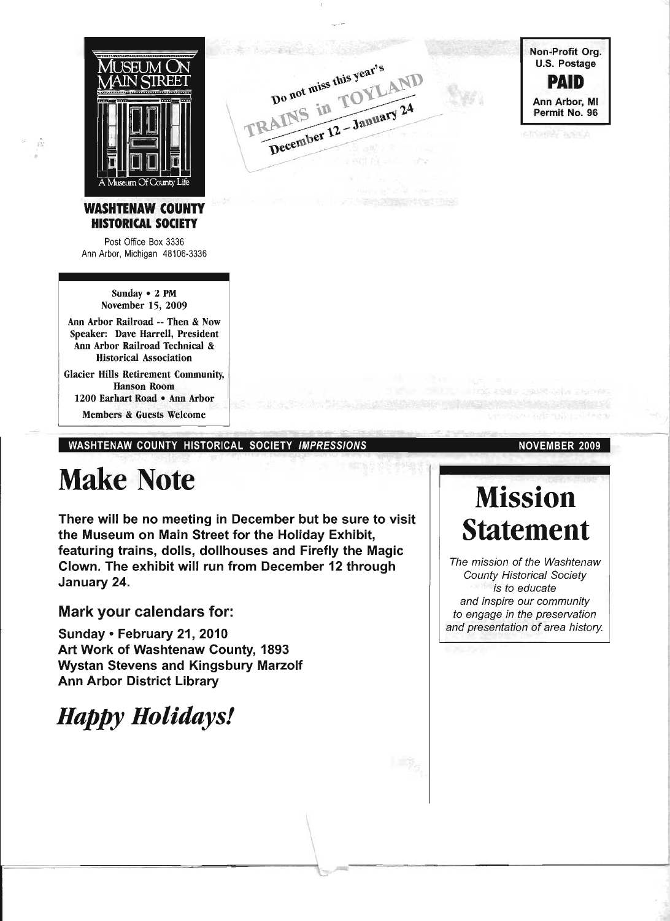MUSEUM ON MAIN STREET

A Museum Of County Life

**WASHTENAW COUNTY HISTORICAL SOCIETY**

Post Office Box 3336
Ann Arbor, Michigan 48106-3336

Do not miss this year's TRAINS in TOYLAND December 12 – January 24

Non-Profit Org.
U.S. Postage
**PAID**
Ann Arbor, MI
Permit No. 96

**Sunday • 2 PM**
**November 15, 2009**

**Ann Arbor Railroad -- Then & Now**
**Speaker: Dave Harrell, President**
**Ann Arbor Railroad Technical & Historical Association**

**Glacier Hills Retirement Community, Hanson Room**
**1200 Earhart Road • Ann Arbor**
**Members & Guests Welcome**

**WASHTENAW COUNTY HISTORICAL SOCIETY *IMPRESSIONS*** **NOVEMBER 2009**

# Make Note

**There will be no meeting in December but be sure to visit the Museum on Main Street for the Holiday Exhibit, featuring trains, dolls, dollhouses and Firefly the Magic Clown. The exhibit will run from December 12 through January 24.**

## Mark your calendars for:

**Sunday • February 21, 2010**
**Art Work of Washtenaw County, 1893**
**Wystan Stevens and Kingsbury Marzolf**
**Ann Arbor District Library**

## *Happy Holidays!*

# Mission Statement

*The mission of the Washtenaw County Historical Society is to educate and inspire our community to engage in the preservation and presentation of area history.*